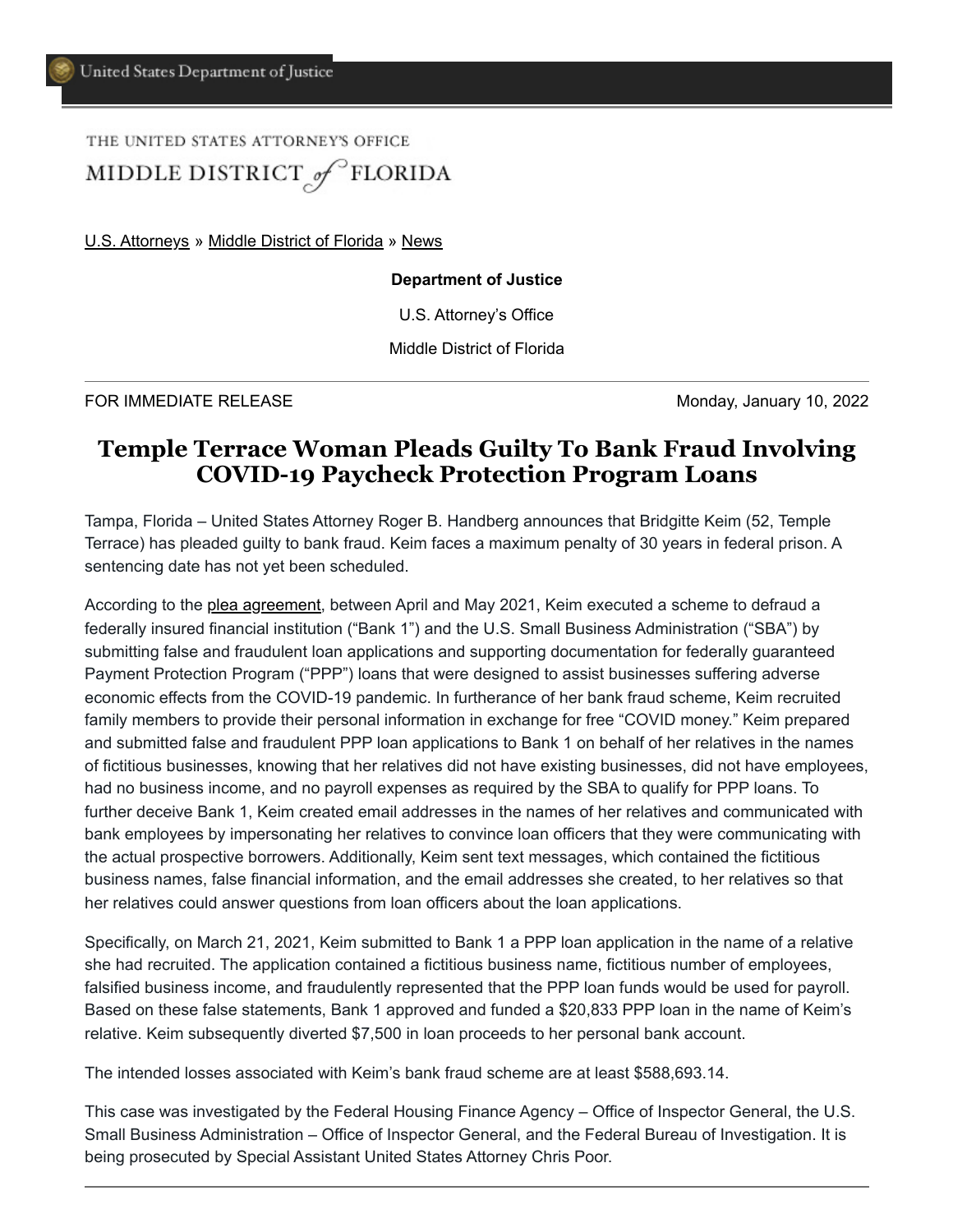United States Department of Justice

THE UNITED STATES ATTORNEY'S OFFICE

MIDDLE DISTRICT *of* FLORIDA

U.S. Attorneys » Middle District of Florida » News

**Department of Justice**

U.S. Attorney's Office

Middle District of Florida

FOR IMMEDIATE RELEASE Monday, January 10, 2022

# Temple Terrace Woman Pleads Guilty To Bank Fraud Involving COVID-19 Paycheck Protection Program Loans

Tampa, Florida – United States Attorney Roger B. Handberg announces that Bridgitte Keim (52, Temple Terrace) has pleaded guilty to bank fraud. Keim faces a maximum penalty of 30 years in federal prison. A sentencing date has not yet been scheduled.

According to the plea agreement, between April and May 2021, Keim executed a scheme to defraud a federally insured financial institution ("Bank 1") and the U.S. Small Business Administration ("SBA") by submitting false and fraudulent loan applications and supporting documentation for federally guaranteed Payment Protection Program ("PPP") loans that were designed to assist businesses suffering adverse economic effects from the COVID-19 pandemic. In furtherance of her bank fraud scheme, Keim recruited family members to provide their personal information in exchange for free "COVID money." Keim prepared and submitted false and fraudulent PPP loan applications to Bank 1 on behalf of her relatives in the names of fictitious businesses, knowing that her relatives did not have existing businesses, did not have employees, had no business income, and no payroll expenses as required by the SBA to qualify for PPP loans. To further deceive Bank 1, Keim created email addresses in the names of her relatives and communicated with bank employees by impersonating her relatives to convince loan officers that they were communicating with the actual prospective borrowers. Additionally, Keim sent text messages, which contained the fictitious business names, false financial information, and the email addresses she created, to her relatives so that her relatives could answer questions from loan officers about the loan applications.

Specifically, on March 21, 2021, Keim submitted to Bank 1 a PPP loan application in the name of a relative she had recruited. The application contained a fictitious business name, fictitious number of employees, falsified business income, and fraudulently represented that the PPP loan funds would be used for payroll. Based on these false statements, Bank 1 approved and funded a $20,833 PPP loan in the name of Keim's relative. Keim subsequently diverted $7,500 in loan proceeds to her personal bank account.

The intended losses associated with Keim's bank fraud scheme are at least $588,693.14.

This case was investigated by the Federal Housing Finance Agency – Office of Inspector General, the U.S. Small Business Administration – Office of Inspector General, and the Federal Bureau of Investigation. It is being prosecuted by Special Assistant United States Attorney Chris Poor.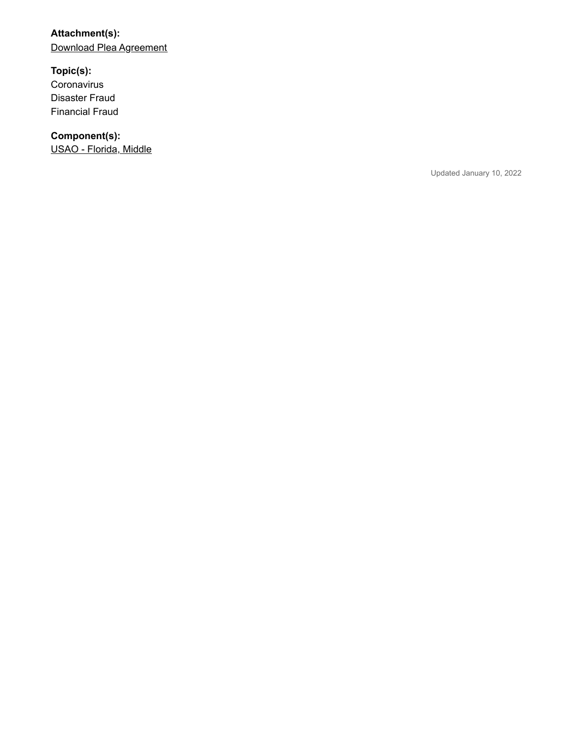**Attachment(s):**
Download Plea Agreement

**Topic(s):**
Coronavirus
Disaster Fraud
Financial Fraud

**Component(s):**
USAO - Florida, Middle

Updated January 10, 2022